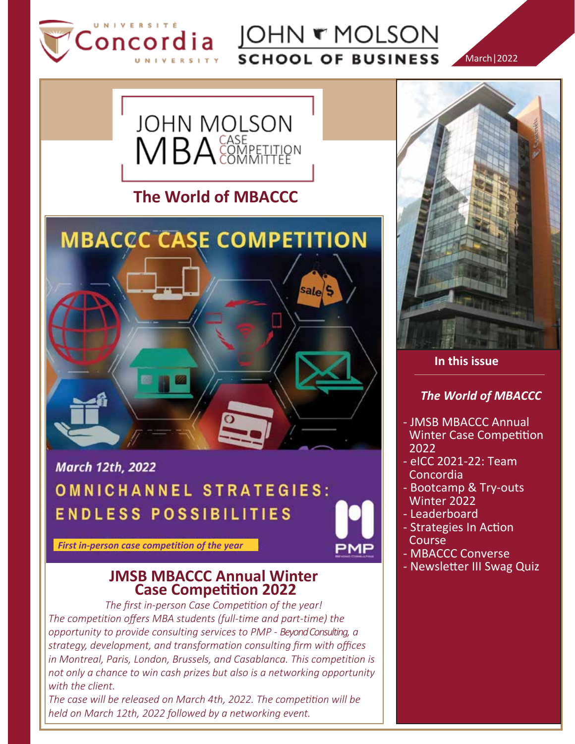Université Concordia University | John Molson School of Business

March|2022

# JOHN MOLSON MBA CASE COMPETITION COMMITTEE

## The World of MBACCC

MBACCC CASE COMPETITION

March 12th, 2022

OMNICHANNEL STRATEGIES: ENDLESS POSSIBILITIES

*First in-person case competition of the year*

PMP

### JMSB MBACCC Annual Winter Case Competition 2022

*The first in-person Case Competition of the year!*

*The competition offers MBA students (full-time and part-time) the opportunity to provide consulting services to PMP - Beyond Consulting, a strategy, development, and transformation consulting firm with offices in Montreal, Paris, London, Brussels, and Casablanca. This competition is not only a chance to win cash prizes but also is a networking opportunity with the client.*

*The case will be released on March 4th, 2022. The competition will be held on March 12th, 2022 followed by a networking event.*

**In this issue**

***The World of MBACCC***

- JMSB MBACCC Annual Winter Case Competition 2022
- eICC 2021-22: Team Concordia
- Bootcamp & Try-outs Winter 2022
- Leaderboard
- Strategies In Action Course
- MBACCC Converse
- Newsletter III Swag Quiz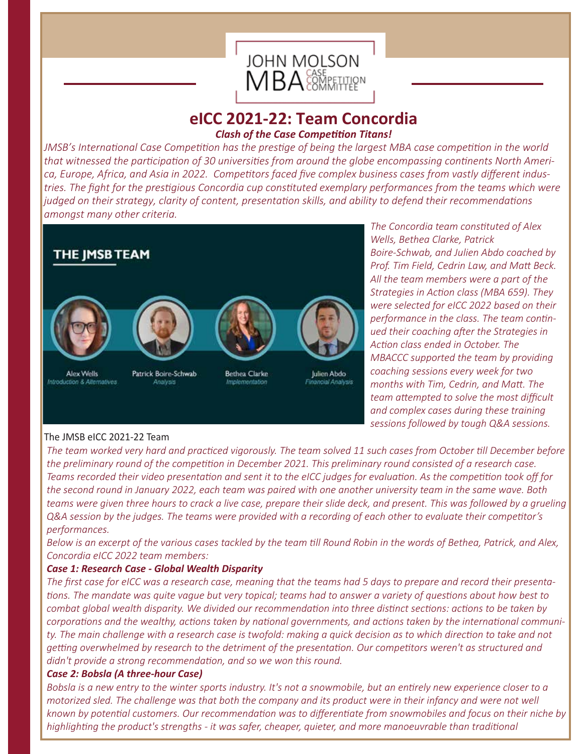JOHN MOLSON MBA CASE COMPETITION COMMITTEE

# eICC 2021-22: Team Concordia

***Clash of the Case Competition Titans!***

*JMSB's International Case Competition has the prestige of being the largest MBA case competition in the world that witnessed the participation of 30 universities from around the globe encompassing continents North America, Europe, Africa, and Asia in 2022. Competitors faced five complex business cases from vastly different industries. The fight for the prestigious Concordia cup constituted exemplary performances from the teams which were judged on their strategy, clarity of content, presentation skills, and ability to defend their recommendations amongst many other criteria.*

**THE JMSB TEAM**

Alex Wells — *Introduction & Alternatives*
Patrick Boire-Schwab — *Analysis*
Bethea Clarke — *Implementation*
Julien Abdo — *Financial Analysis*

The JMSB eICC 2021-22 Team

*The Concordia team constituted of Alex Wells, Bethea Clarke, Patrick Boire-Schwab, and Julien Abdo coached by Prof. Tim Field, Cedrin Law, and Matt Beck. All the team members were a part of the Strategies in Action class (MBA 659). They were selected for eICC 2022 based on their performance in the class. The team continued their coaching after the Strategies in Action class ended in October. The MBACCC supported the team by providing coaching sessions every week for two months with Tim, Cedrin, and Matt. The team attempted to solve the most difficult and complex cases during these training sessions followed by tough Q&A sessions.*

*The team worked very hard and practiced vigorously. The team solved 11 such cases from October till December before the preliminary round of the competition in December 2021. This preliminary round consisted of a research case. Teams recorded their video presentation and sent it to the eICC judges for evaluation. As the competition took off for the second round in January 2022, each team was paired with one another university team in the same wave. Both teams were given three hours to crack a live case, prepare their slide deck, and present. This was followed by a grueling Q&A session by the judges. The teams were provided with a recording of each other to evaluate their competitor's performances.*

*Below is an excerpt of the various cases tackled by the team till Round Robin in the words of Bethea, Patrick, and Alex, Concordia eICC 2022 team members:*

***Case 1: Research Case - Global Wealth Disparity***

*The first case for eICC was a research case, meaning that the teams had 5 days to prepare and record their presentations. The mandate was quite vague but very topical; teams had to answer a variety of questions about how best to combat global wealth disparity. We divided our recommendation into three distinct sections: actions to be taken by corporations and the wealthy, actions taken by national governments, and actions taken by the international community. The main challenge with a research case is twofold: making a quick decision as to which direction to take and not getting overwhelmed by research to the detriment of the presentation. Our competitors weren't as structured and didn't provide a strong recommendation, and so we won this round.*

***Case 2: Bobsla (A three-hour Case)***

*Bobsla is a new entry to the winter sports industry. It's not a snowmobile, but an entirely new experience closer to a motorized sled. The challenge was that both the company and its product were in their infancy and were not well known by potential customers. Our recommendation was to differentiate from snowmobiles and focus on their niche by highlighting the product's strengths - it was safer, cheaper, quieter, and more manoeuvrable than traditional*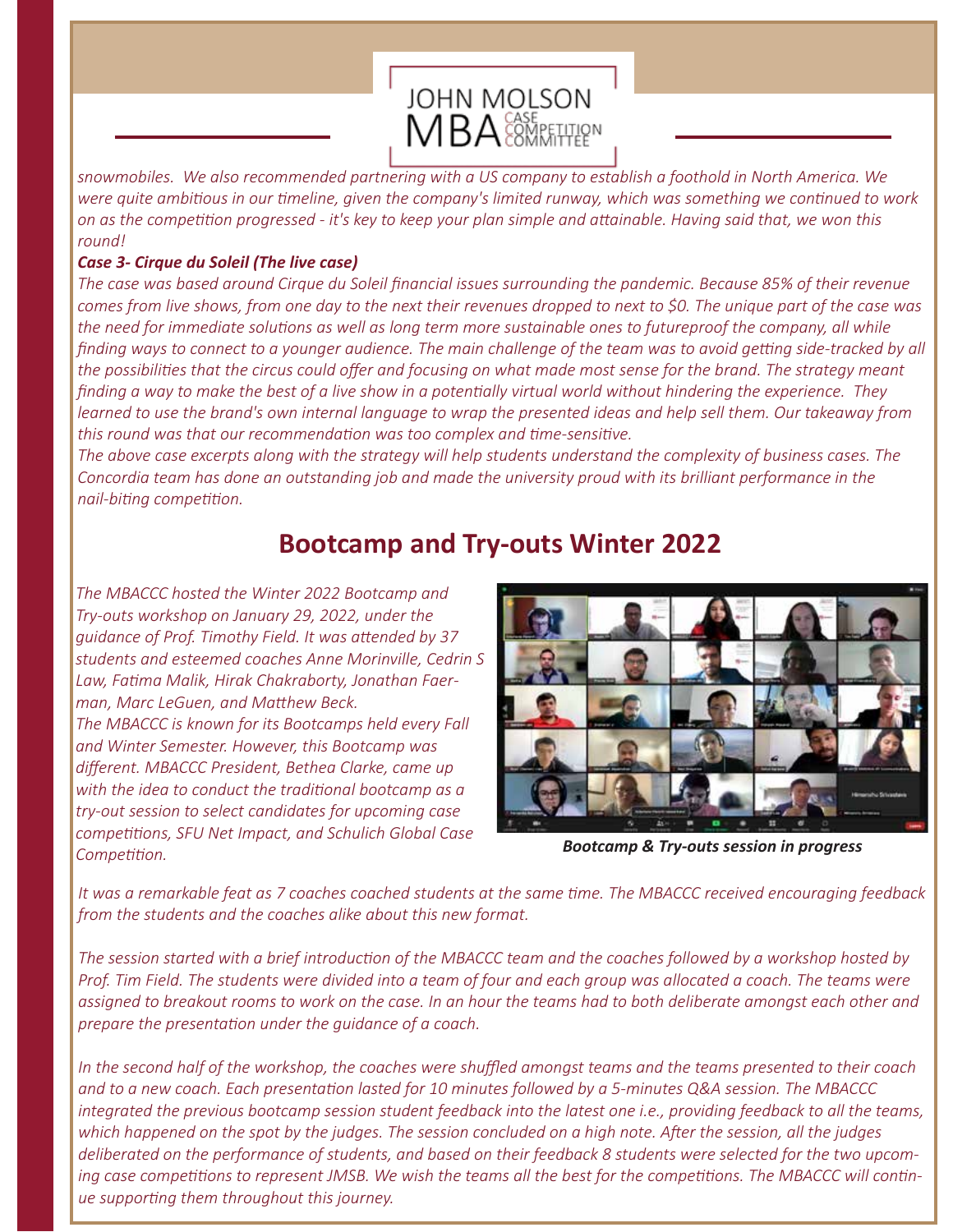*snowmobiles. We also recommended partnering with a US company to establish a foothold in North America. We were quite ambitious in our timeline, given the company's limited runway, which was something we continued to work on as the competition progressed - it's key to keep your plan simple and attainable. Having said that, we won this round!*

***Case 3- Cirque du Soleil (The live case)***

*The case was based around Cirque du Soleil financial issues surrounding the pandemic. Because 85% of their revenue comes from live shows, from one day to the next their revenues dropped to next to $0. The unique part of the case was the need for immediate solutions as well as long term more sustainable ones to futureproof the company, all while finding ways to connect to a younger audience. The main challenge of the team was to avoid getting side-tracked by all the possibilities that the circus could offer and focusing on what made most sense for the brand. The strategy meant finding a way to make the best of a live show in a potentially virtual world without hindering the experience. They learned to use the brand's own internal language to wrap the presented ideas and help sell them. Our takeaway from this round was that our recommendation was too complex and time-sensitive.*

*The above case excerpts along with the strategy will help students understand the complexity of business cases. The Concordia team has done an outstanding job and made the university proud with its brilliant performance in the nail-biting competition.*

## Bootcamp and Try-outs Winter 2022

*The MBACCC hosted the Winter 2022 Bootcamp and Try-outs workshop on January 29, 2022, under the guidance of Prof. Timothy Field. It was attended by 37 students and esteemed coaches Anne Morinville, Cedrin S Law, Fatima Malik, Hirak Chakraborty, Jonathan Faerman, Marc LeGuen, and Matthew Beck.*

*The MBACCC is known for its Bootcamps held every Fall and Winter Semester. However, this Bootcamp was different. MBACCC President, Bethea Clarke, came up with the idea to conduct the traditional bootcamp as a try-out session to select candidates for upcoming case competitions, SFU Net Impact, and Schulich Global Case Competition.*

***Bootcamp & Try-outs session in progress***

*It was a remarkable feat as 7 coaches coached students at the same time. The MBACCC received encouraging feedback from the students and the coaches alike about this new format.*

*The session started with a brief introduction of the MBACCC team and the coaches followed by a workshop hosted by Prof. Tim Field. The students were divided into a team of four and each group was allocated a coach. The teams were assigned to breakout rooms to work on the case. In an hour the teams had to both deliberate amongst each other and prepare the presentation under the guidance of a coach.*

*In the second half of the workshop, the coaches were shuffled amongst teams and the teams presented to their coach and to a new coach. Each presentation lasted for 10 minutes followed by a 5-minutes Q&A session. The MBACCC integrated the previous bootcamp session student feedback into the latest one i.e., providing feedback to all the teams, which happened on the spot by the judges. The session concluded on a high note. After the session, all the judges deliberated on the performance of students, and based on their feedback 8 students were selected for the two upcoming case competitions to represent JMSB. We wish the teams all the best for the competitions. The MBACCC will continue supporting them throughout this journey.*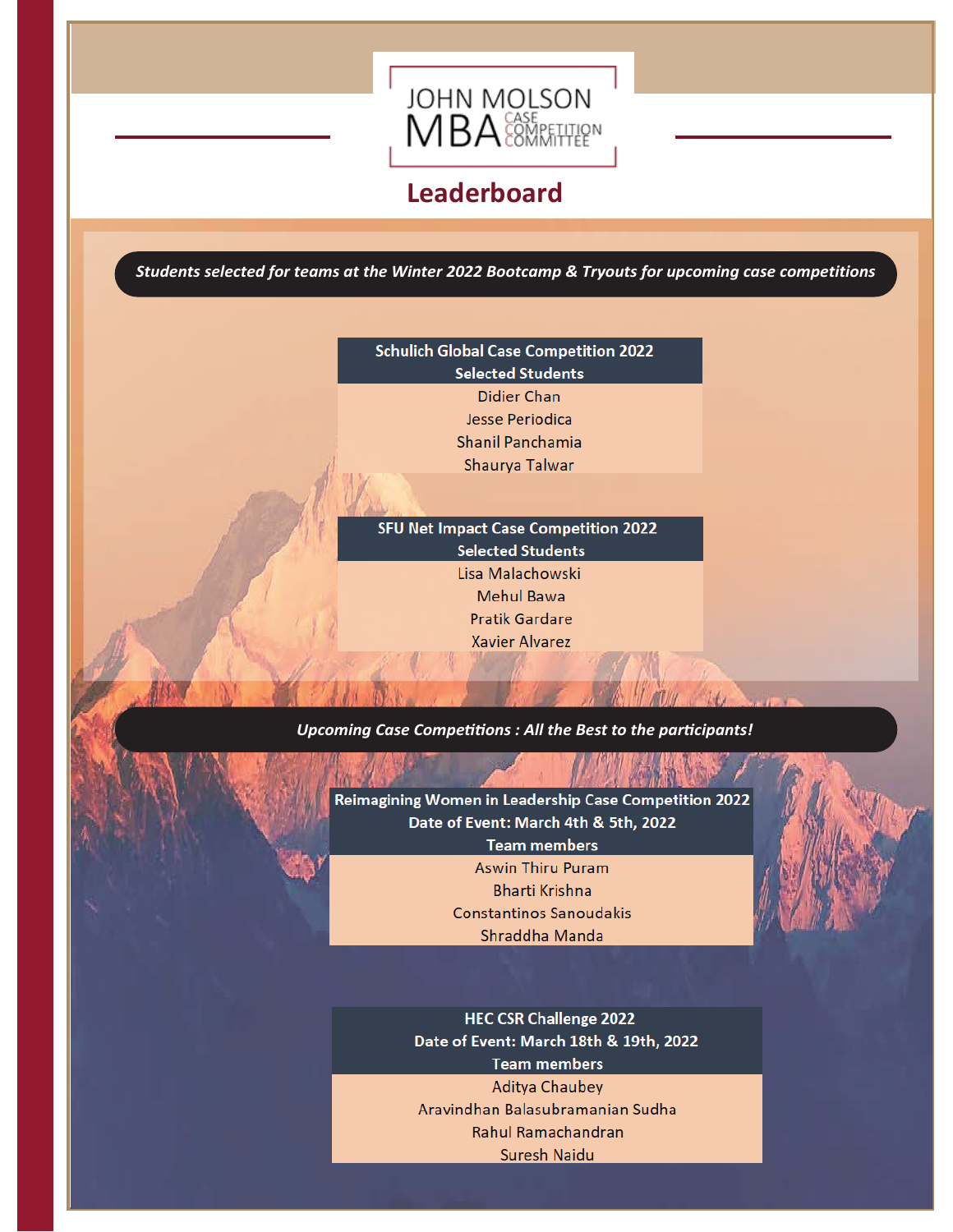JOHN MOLSON MBA CASE COMPETITION COMMITTEE

# Leaderboard

***Students selected for teams at the Winter 2022 Bootcamp & Tryouts for upcoming case competitions***

| Schulich Global Case Competition 2022<br>Selected Students |
| --- |
| Didier Chan |
| Jesse Periodica |
| Shanil Panchamia |
| Shaurya Talwar |

| SFU Net Impact Case Competition 2022<br>Selected Students |
| --- |
| Lisa Malachowski |
| Mehul Bawa |
| Pratik Gardare |
| Xavier Alvarez |

***Upcoming Case Competitions : All the Best to the participants!***

| Reimagining Women in Leadership Case Competition 2022<br>Date of Event: March 4th & 5th, 2022<br>Team members |
| --- |
| Aswin Thiru Puram |
| Bharti Krishna |
| Constantinos Sanoudakis |
| Shraddha Manda |

| HEC CSR Challenge 2022<br>Date of Event: March 18th & 19th, 2022<br>Team members |
| --- |
| Aditya Chaubey |
| Aravindhan Balasubramanian Sudha |
| Rahul Ramachandran |
| Suresh Naidu |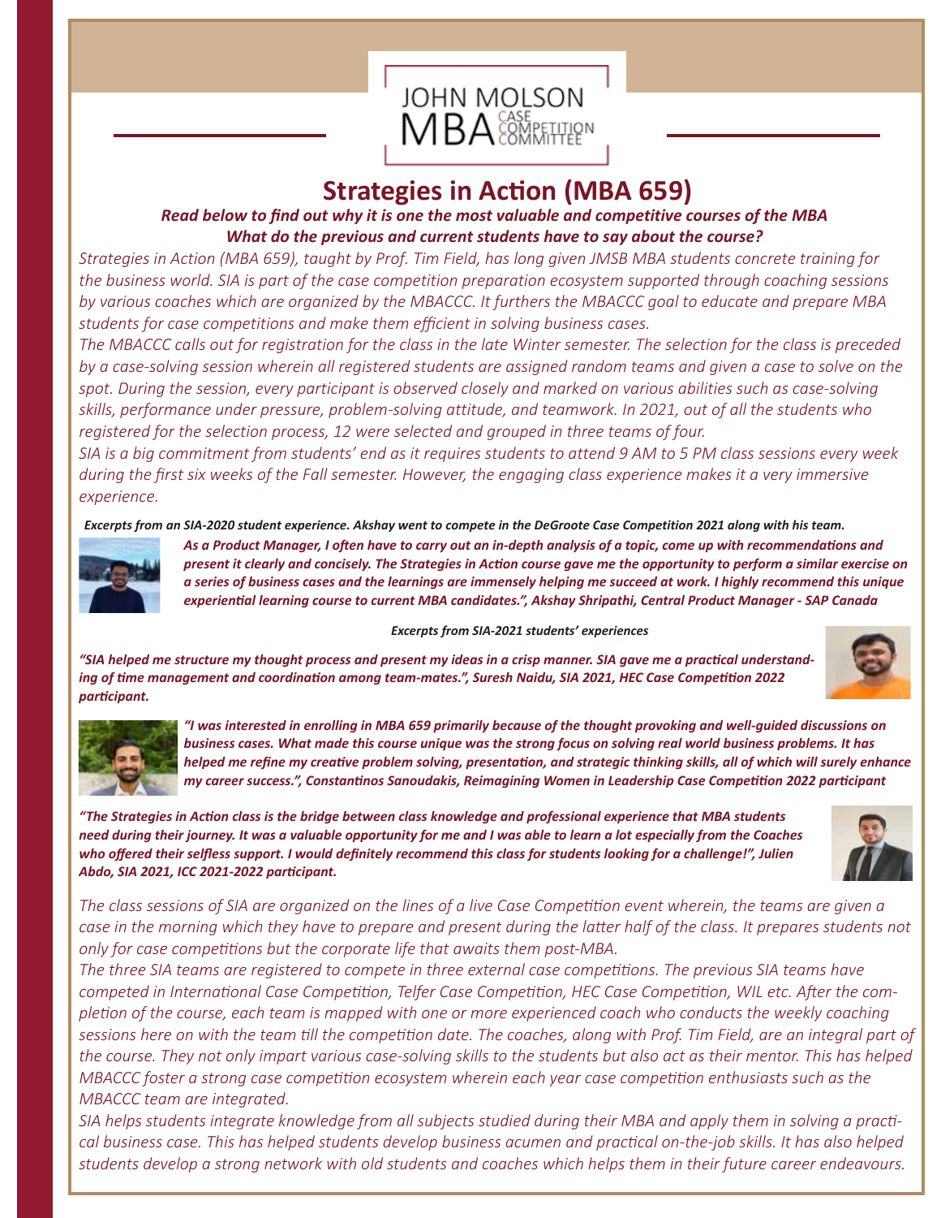JOHN MOLSON MBA CASE COMPETITION COMMITTEE

# Strategies in Action (MBA 659)

***Read below to find out why it is one the most valuable and competitive courses of the MBA***
***What do the previous and current students have to say about the course?***

*Strategies in Action (MBA 659), taught by Prof. Tim Field, has long given JMSB MBA students concrete training for the business world. SIA is part of the case competition preparation ecosystem supported through coaching sessions by various coaches which are organized by the MBACCC. It furthers the MBACCC goal to educate and prepare MBA students for case competitions and make them efficient in solving business cases.*

*The MBACCC calls out for registration for the class in the late Winter semester. The selection for the class is preceded by a case-solving session wherein all registered students are assigned random teams and given a case to solve on the spot. During the session, every participant is observed closely and marked on various abilities such as case-solving skills, performance under pressure, problem-solving attitude, and teamwork. In 2021, out of all the students who registered for the selection process, 12 were selected and grouped in three teams of four.*

*SIA is a big commitment from students' end as it requires students to attend 9 AM to 5 PM class sessions every week during the first six weeks of the Fall semester. However, the engaging class experience makes it a very immersive experience.*

***Excerpts from an SIA-2020 student experience. Akshay went to compete in the DeGroote Case Competition 2021 along with his team.***

***As a Product Manager, I often have to carry out an in-depth analysis of a topic, come up with recommendations and present it clearly and concisely. The Strategies in Action course gave me the opportunity to perform a similar exercise on a series of business cases and the learnings are immensely helping me succeed at work. I highly recommend this unique experiential learning course to current MBA candidates.", Akshay Shripathi, Central Product Manager - SAP Canada***

***Excerpts from SIA-2021 students' experiences***

***"SIA helped me structure my thought process and present my ideas in a crisp manner. SIA gave me a practical understanding of time management and coordination among team-mates.", Suresh Naidu, SIA 2021, HEC Case Competition 2022 participant.***

***"I was interested in enrolling in MBA 659 primarily because of the thought provoking and well-guided discussions on business cases. What made this course unique was the strong focus on solving real world business problems. It has helped me refine my creative problem solving, presentation, and strategic thinking skills, all of which will surely enhance my career success.", Constantinos Sanoudakis, Reimagining Women in Leadership Case Competition 2022 participant***

***"The Strategies in Action class is the bridge between class knowledge and professional experience that MBA students need during their journey. It was a valuable opportunity for me and I was able to learn a lot especially from the Coaches who offered their selfless support. I would definitely recommend this class for students looking for a challenge!", Julien Abdo, SIA 2021, ICC 2021-2022 participant.***

*The class sessions of SIA are organized on the lines of a live Case Competition event wherein, the teams are given a case in the morning which they have to prepare and present during the latter half of the class. It prepares students not only for case competitions but the corporate life that awaits them post-MBA.*

*The three SIA teams are registered to compete in three external case competitions. The previous SIA teams have competed in International Case Competition, Telfer Case Competition, HEC Case Competition, WIL etc. After the completion of the course, each team is mapped with one or more experienced coach who conducts the weekly coaching sessions here on with the team till the competition date. The coaches, along with Prof. Tim Field, are an integral part of the course. They not only impart various case-solving skills to the students but also act as their mentor. This has helped MBACCC foster a strong case competition ecosystem wherein each year case competition enthusiasts such as the MBACCC team are integrated.*

*SIA helps students integrate knowledge from all subjects studied during their MBA and apply them in solving a practical business case. This has helped students develop business acumen and practical on-the-job skills. It has also helped students develop a strong network with old students and coaches which helps them in their future career endeavours.*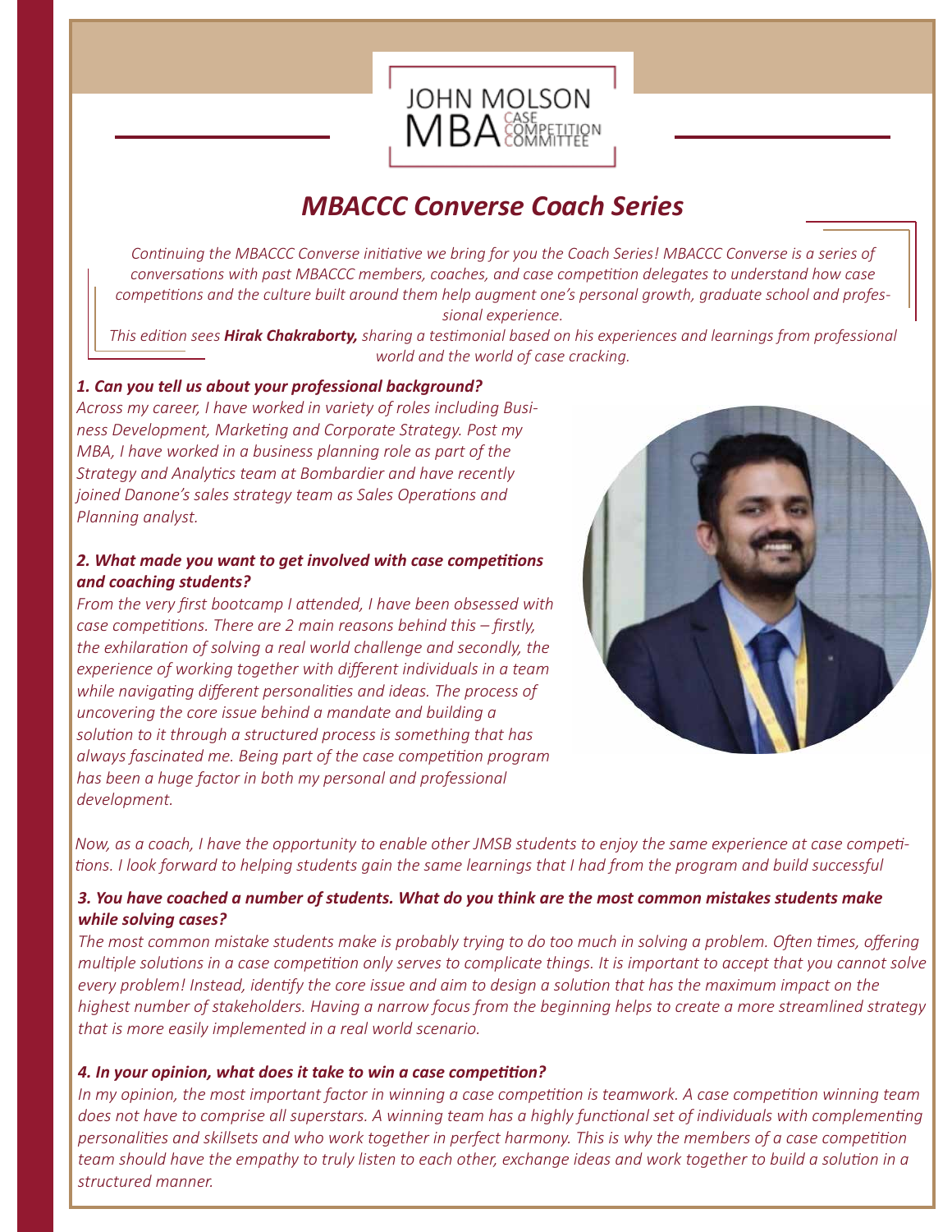JOHN MOLSON MBA CASE COMPETITION COMMITTEE

# MBACCC Converse Coach Series

*Continuing the MBACCC Converse initiative we bring for you the Coach Series! MBACCC Converse is a series of conversations with past MBACCC members, coaches, and case competition delegates to understand how case competitions and the culture built around them help augment one's personal growth, graduate school and professional experience.*

*This edition sees **Hirak Chakraborty,** sharing a testimonial based on his experiences and learnings from professional world and the world of case cracking.*

***1. Can you tell us about your professional background?***

*Across my career, I have worked in variety of roles including Business Development, Marketing and Corporate Strategy. Post my MBA, I have worked in a business planning role as part of the Strategy and Analytics team at Bombardier and have recently joined Danone's sales strategy team as Sales Operations and Planning analyst.*

***2. What made you want to get involved with case competitions and coaching students?***

*From the very first bootcamp I attended, I have been obsessed with case competitions. There are 2 main reasons behind this – firstly, the exhilaration of solving a real world challenge and secondly, the experience of working together with different individuals in a team while navigating different personalities and ideas. The process of uncovering the core issue behind a mandate and building a solution to it through a structured process is something that has always fascinated me. Being part of the case competition program has been a huge factor in both my personal and professional development.*

*Now, as a coach, I have the opportunity to enable other JMSB students to enjoy the same experience at case competitions. I look forward to helping students gain the same learnings that I had from the program and build successful*

***3. You have coached a number of students. What do you think are the most common mistakes students make while solving cases?***

*The most common mistake students make is probably trying to do too much in solving a problem. Often times, offering multiple solutions in a case competition only serves to complicate things. It is important to accept that you cannot solve every problem! Instead, identify the core issue and aim to design a solution that has the maximum impact on the highest number of stakeholders. Having a narrow focus from the beginning helps to create a more streamlined strategy that is more easily implemented in a real world scenario.*

***4. In your opinion, what does it take to win a case competition?***

*In my opinion, the most important factor in winning a case competition is teamwork. A case competition winning team does not have to comprise all superstars. A winning team has a highly functional set of individuals with complementing personalities and skillsets and who work together in perfect harmony. This is why the members of a case competition team should have the empathy to truly listen to each other, exchange ideas and work together to build a solution in a structured manner.*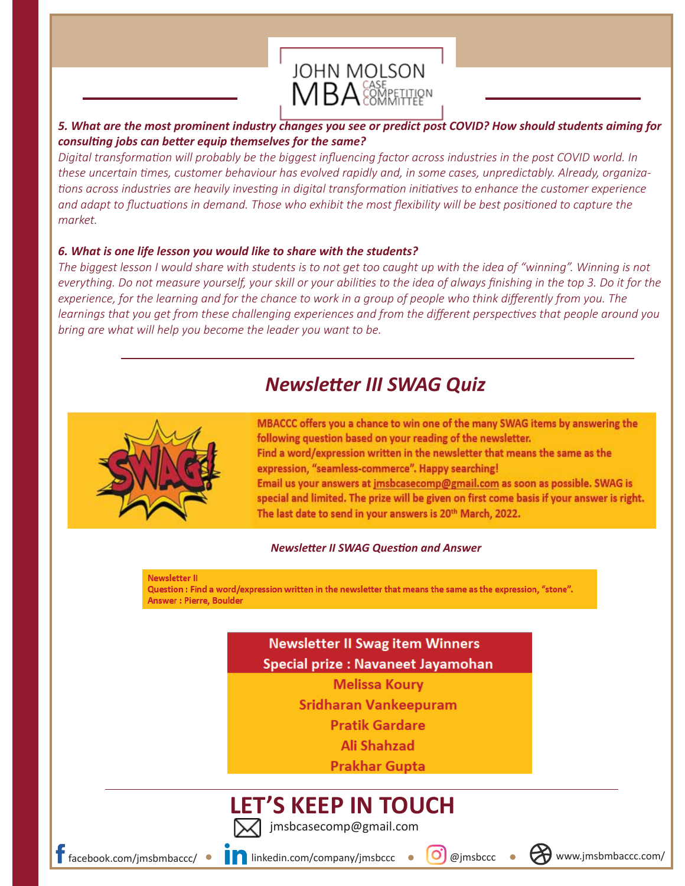**5. What are the most prominent industry changes you see or predict post COVID? How should students aiming for consulting jobs can better equip themselves for the same?**

*Digital transformation will probably be the biggest influencing factor across industries in the post COVID world. In these uncertain times, customer behaviour has evolved rapidly and, in some cases, unpredictably. Already, organizations across industries are heavily investing in digital transformation initiatives to enhance the customer experience and adapt to fluctuations in demand. Those who exhibit the most flexibility will be best positioned to capture the market.*

**6. What is one life lesson you would like to share with the students?**

*The biggest lesson I would share with students is to not get too caught up with the idea of "winning". Winning is not everything. Do not measure yourself, your skill or your abilities to the idea of always finishing in the top 3. Do it for the experience, for the learning and for the chance to work in a group of people who think differently from you. The learnings that you get from these challenging experiences and from the different perspectives that people around you bring are what will help you become the leader you want to be.*

## *Newsletter III SWAG Quiz*

MBACCC offers you a chance to win one of the many SWAG items by answering the following question based on your reading of the newsletter.
Find a word/expression written in the newsletter that means the same as the expression, "seamless-commerce". Happy searching!
Email us your answers at jmsbcasecomp@gmail.com as soon as possible. SWAG is special and limited. The prize will be given on first come basis if your answer is right.
The last date to send in your answers is 20th March, 2022.

***Newsletter II SWAG Question and Answer***

Newsletter II
Question : Find a word/expression written in the newsletter that means the same as the expression, "stone".
Answer : Pierre, Boulder

**Newsletter II Swag item Winners**
**Special prize : Navaneet Jayamohan**

Melissa Koury
Sridharan Vankeepuram
Pratik Gardare
Ali Shahzad
Prakhar Gupta

# LET'S KEEP IN TOUCH

jmsbcasecomp@gmail.com

facebook.com/jmsbmbaccc/ • linkedin.com/company/jmsbccc • @jmsbccc • www.jmsbmbaccc.com/